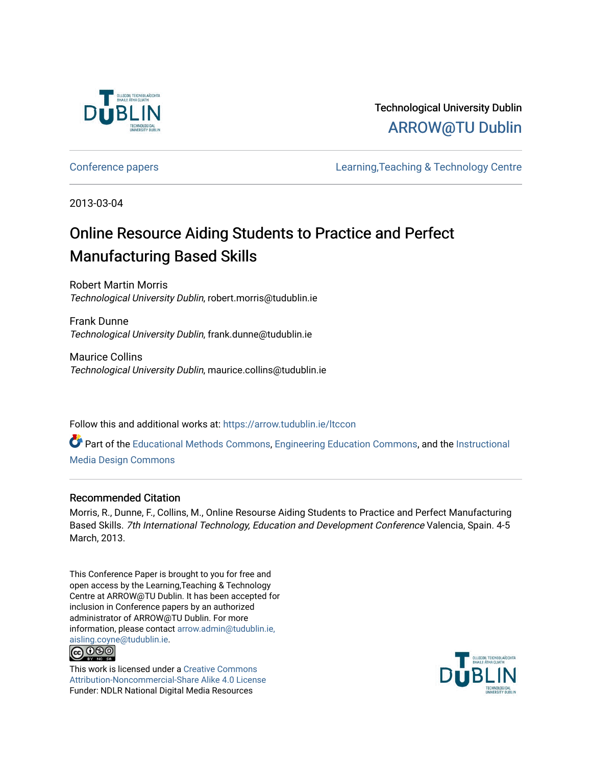Technological University Dublin

ARROW@TU Dublin

Conference papers | Learning,Teaching & Technology Centre

2013-03-04

# Online Resource Aiding Students to Practice and Perfect Manufacturing Based Skills

Robert Martin Morris
*Technological University Dublin*, robert.morris@tudublin.ie

Frank Dunne
*Technological University Dublin*, frank.dunne@tudublin.ie

Maurice Collins
*Technological University Dublin*, maurice.collins@tudublin.ie

Follow this and additional works at: https://arrow.tudublin.ie/ltccon

Part of the Educational Methods Commons, Engineering Education Commons, and the Instructional Media Design Commons

### Recommended Citation

Morris, R., Dunne, F., Collins, M., Online Resourse Aiding Students to Practice and Perfect Manufacturing Based Skills. *7th International Technology, Education and Development Conference* Valencia, Spain. 4-5 March, 2013.

This Conference Paper is brought to you for free and open access by the Learning,Teaching & Technology Centre at ARROW@TU Dublin. It has been accepted for inclusion in Conference papers by an authorized administrator of ARROW@TU Dublin. For more information, please contact arrow.admin@tudublin.ie, aisling.coyne@tudublin.ie.

This work is licensed under a Creative Commons Attribution-Noncommercial-Share Alike 4.0 License
Funder: NDLR National Digital Media Resources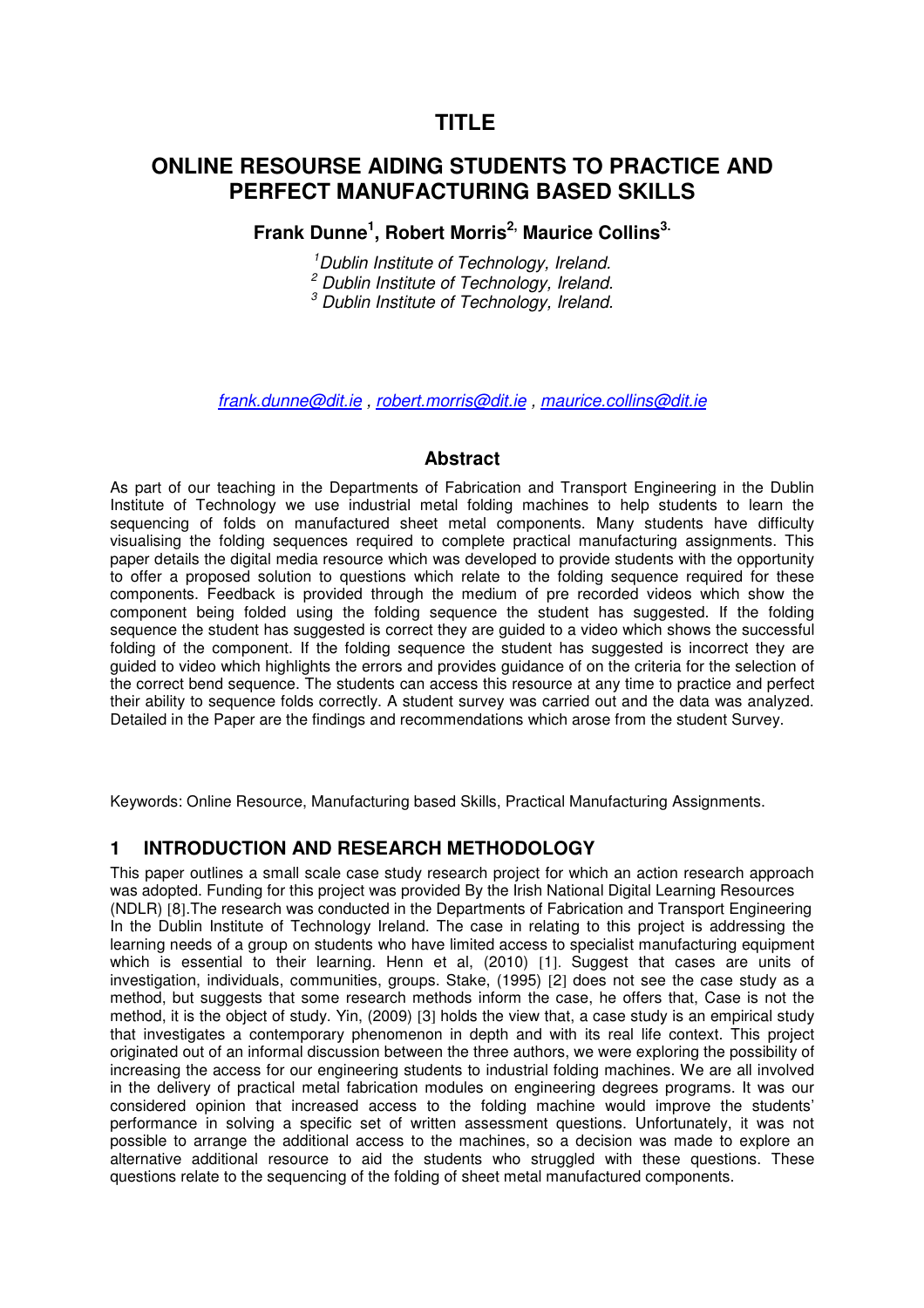# TITLE

# ONLINE RESOURSE AIDING STUDENTS TO PRACTICE AND PERFECT MANUFACTURING BASED SKILLS

**Frank Dunne[1], Robert Morris[2,] Maurice Collins[3.]**

*[1]Dublin Institute of Technology, Ireland.*
*[2] Dublin Institute of Technology, Ireland.*
*[3] Dublin Institute of Technology, Ireland.*

*frank.dunne@dit.ie* , *robert.morris@dit.ie* , *maurice.collins@dit.ie*

## Abstract

As part of our teaching in the Departments of Fabrication and Transport Engineering in the Dublin Institute of Technology we use industrial metal folding machines to help students to learn the sequencing of folds on manufactured sheet metal components. Many students have difficulty visualising the folding sequences required to complete practical manufacturing assignments. This paper details the digital media resource which was developed to provide students with the opportunity to offer a proposed solution to questions which relate to the folding sequence required for these components. Feedback is provided through the medium of pre recorded videos which show the component being folded using the folding sequence the student has suggested. If the folding sequence the student has suggested is correct they are guided to a video which shows the successful folding of the component. If the folding sequence the student has suggested is incorrect they are guided to video which highlights the errors and provides guidance of on the criteria for the selection of the correct bend sequence. The students can access this resource at any time to practice and perfect their ability to sequence folds correctly. A student survey was carried out and the data was analyzed. Detailed in the Paper are the findings and recommendations which arose from the student Survey.

Keywords: Online Resource, Manufacturing based Skills, Practical Manufacturing Assignments.

## 1 INTRODUCTION AND RESEARCH METHODOLOGY

This paper outlines a small scale case study research project for which an action research approach was adopted. Funding for this project was provided By the Irish National Digital Learning Resources (NDLR) [8].The research was conducted in the Departments of Fabrication and Transport Engineering In the Dublin Institute of Technology Ireland. The case in relating to this project is addressing the learning needs of a group on students who have limited access to specialist manufacturing equipment which is essential to their learning. Henn et al, (2010) [1]. Suggest that cases are units of investigation, individuals, communities, groups. Stake, (1995) [2] does not see the case study as a method, but suggests that some research methods inform the case, he offers that, Case is not the method, it is the object of study. Yin, (2009) [3] holds the view that, a case study is an empirical study that investigates a contemporary phenomenon in depth and with its real life context. This project originated out of an informal discussion between the three authors, we were exploring the possibility of increasing the access for our engineering students to industrial folding machines. We are all involved in the delivery of practical metal fabrication modules on engineering degrees programs. It was our considered opinion that increased access to the folding machine would improve the students' performance in solving a specific set of written assessment questions. Unfortunately, it was not possible to arrange the additional access to the machines, so a decision was made to explore an alternative additional resource to aid the students who struggled with these questions. These questions relate to the sequencing of the folding of sheet metal manufactured components.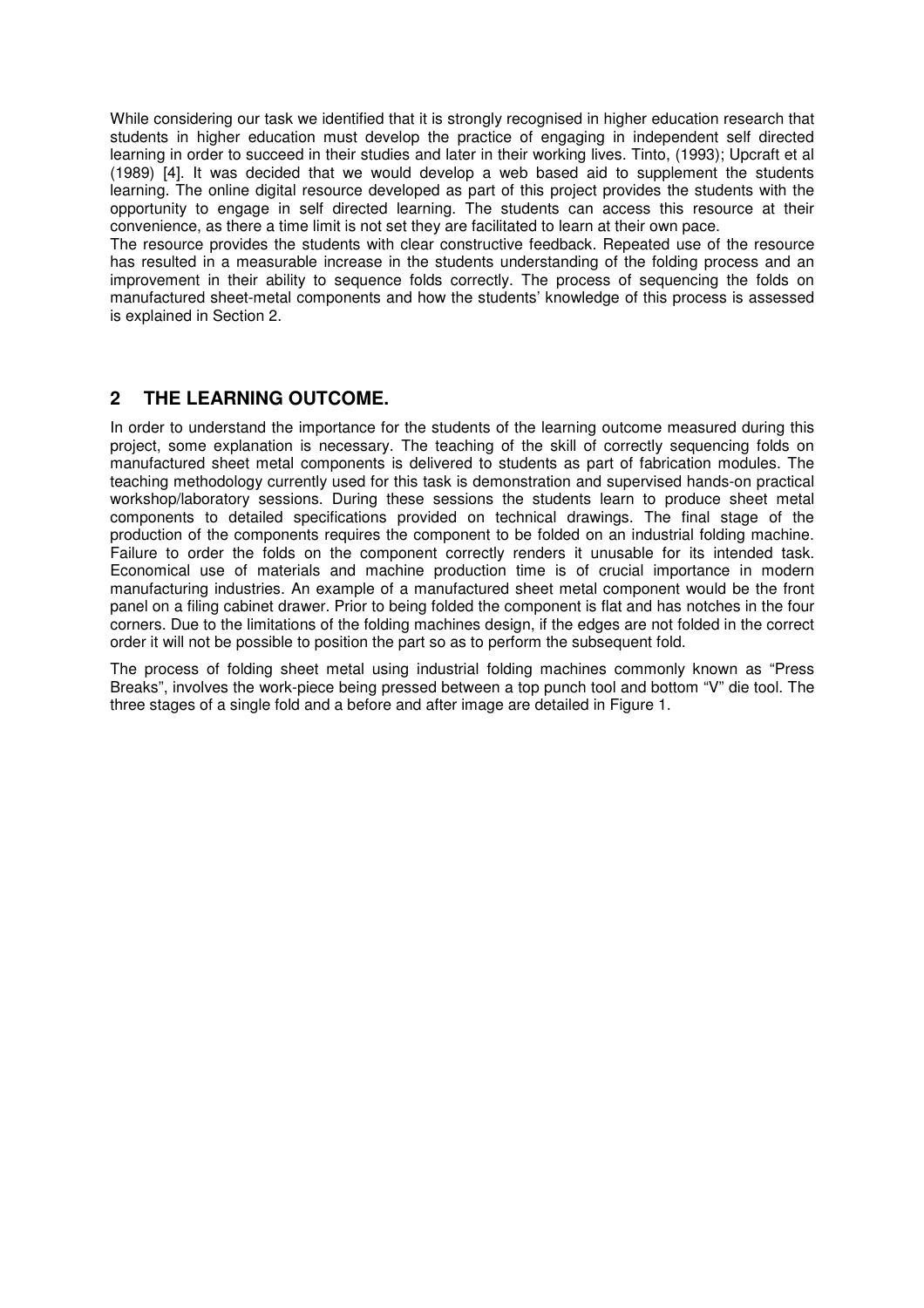While considering our task we identified that it is strongly recognised in higher education research that students in higher education must develop the practice of engaging in independent self directed learning in order to succeed in their studies and later in their working lives. Tinto, (1993); Upcraft et al (1989) [4]. It was decided that we would develop a web based aid to supplement the students learning. The online digital resource developed as part of this project provides the students with the opportunity to engage in self directed learning. The students can access this resource at their convenience, as there a time limit is not set they are facilitated to learn at their own pace.

The resource provides the students with clear constructive feedback. Repeated use of the resource has resulted in a measurable increase in the students understanding of the folding process and an improvement in their ability to sequence folds correctly. The process of sequencing the folds on manufactured sheet-metal components and how the students' knowledge of this process is assessed is explained in Section 2.

## 2 THE LEARNING OUTCOME.

In order to understand the importance for the students of the learning outcome measured during this project, some explanation is necessary. The teaching of the skill of correctly sequencing folds on manufactured sheet metal components is delivered to students as part of fabrication modules. The teaching methodology currently used for this task is demonstration and supervised hands-on practical workshop/laboratory sessions. During these sessions the students learn to produce sheet metal components to detailed specifications provided on technical drawings. The final stage of the production of the components requires the component to be folded on an industrial folding machine. Failure to order the folds on the component correctly renders it unusable for its intended task. Economical use of materials and machine production time is of crucial importance in modern manufacturing industries. An example of a manufactured sheet metal component would be the front panel on a filing cabinet drawer. Prior to being folded the component is flat and has notches in the four corners. Due to the limitations of the folding machines design, if the edges are not folded in the correct order it will not be possible to position the part so as to perform the subsequent fold.

The process of folding sheet metal using industrial folding machines commonly known as "Press Breaks", involves the work-piece being pressed between a top punch tool and bottom "V" die tool. The three stages of a single fold and a before and after image are detailed in Figure 1.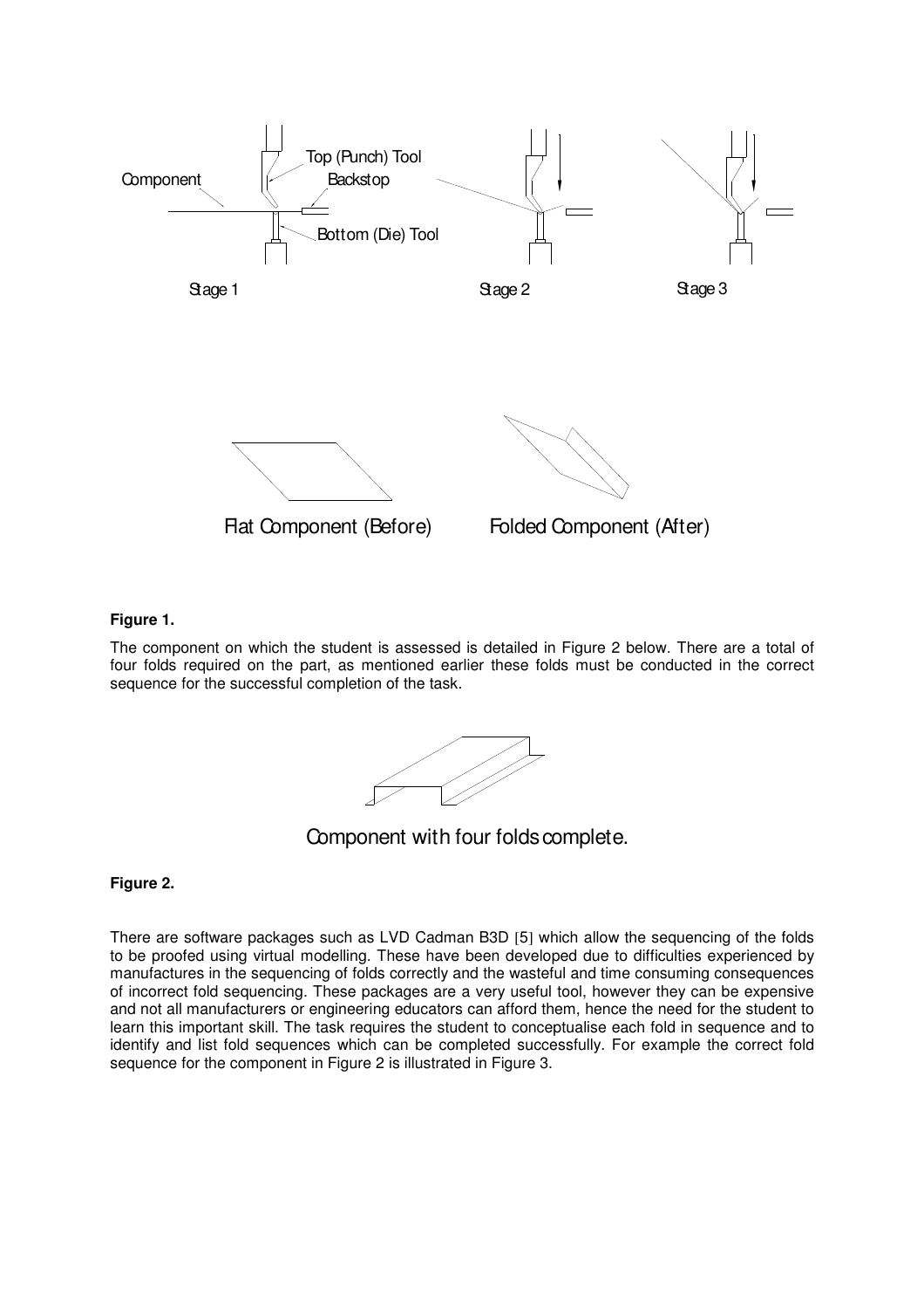**Figure 1.**

The component on which the student is assessed is detailed in Figure 2 below. There are a total of four folds required on the part, as mentioned earlier these folds must be conducted in the correct sequence for the successful completion of the task.

Component with four folds complete.

**Figure 2.**

There are software packages such as LVD Cadman B3D [5] which allow the sequencing of the folds to be proofed using virtual modelling. These have been developed due to difficulties experienced by manufactures in the sequencing of folds correctly and the wasteful and time consuming consequences of incorrect fold sequencing. These packages are a very useful tool, however they can be expensive and not all manufacturers or engineering educators can afford them, hence the need for the student to learn this important skill. The task requires the student to conceptualise each fold in sequence and to identify and list fold sequences which can be completed successfully. For example the correct fold sequence for the component in Figure 2 is illustrated in Figure 3.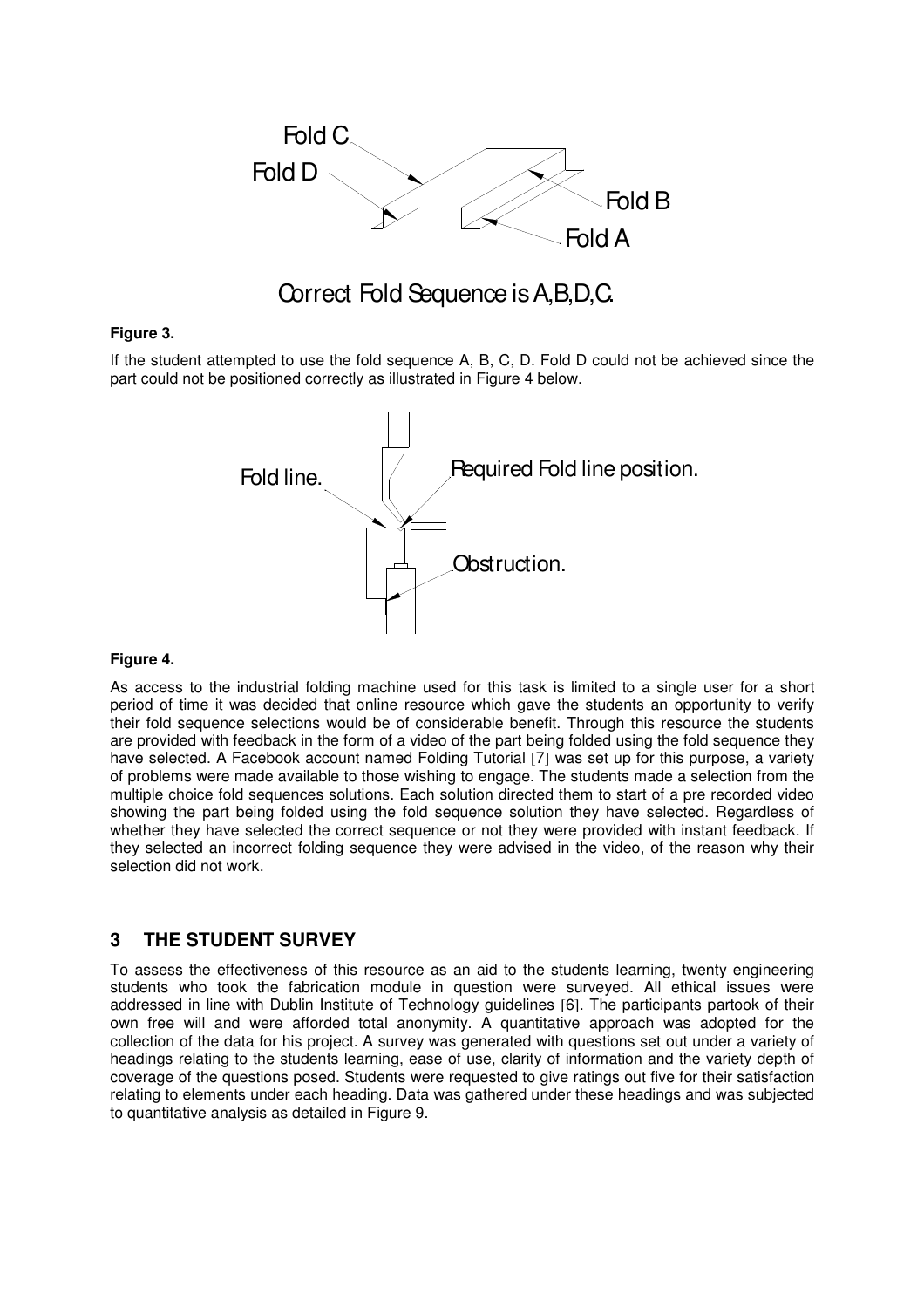Correct Fold Sequence is A,B,D,C.

**Figure 3.**

If the student attempted to use the fold sequence A, B, C, D. Fold D could not be achieved since the part could not be positioned correctly as illustrated in Figure 4 below.

**Figure 4.**

As access to the industrial folding machine used for this task is limited to a single user for a short period of time it was decided that online resource which gave the students an opportunity to verify their fold sequence selections would be of considerable benefit. Through this resource the students are provided with feedback in the form of a video of the part being folded using the fold sequence they have selected. A Facebook account named Folding Tutorial [7] was set up for this purpose, a variety of problems were made available to those wishing to engage. The students made a selection from the multiple choice fold sequences solutions. Each solution directed them to start of a pre recorded video showing the part being folded using the fold sequence solution they have selected. Regardless of whether they have selected the correct sequence or not they were provided with instant feedback. If they selected an incorrect folding sequence they were advised in the video, of the reason why their selection did not work.

## 3 THE STUDENT SURVEY

To assess the effectiveness of this resource as an aid to the students learning, twenty engineering students who took the fabrication module in question were surveyed. All ethical issues were addressed in line with Dublin Institute of Technology guidelines [6]. The participants partook of their own free will and were afforded total anonymity. A quantitative approach was adopted for the collection of the data for his project. A survey was generated with questions set out under a variety of headings relating to the students learning, ease of use, clarity of information and the variety depth of coverage of the questions posed. Students were requested to give ratings out five for their satisfaction relating to elements under each heading. Data was gathered under these headings and was subjected to quantitative analysis as detailed in Figure 9.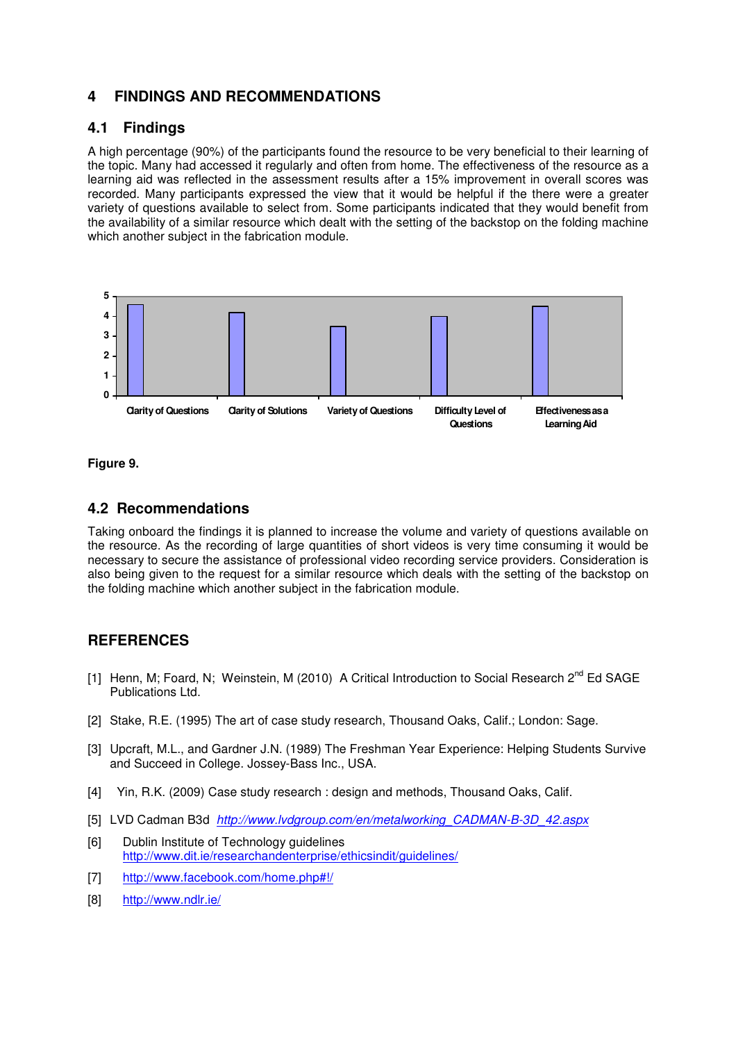## 4 FINDINGS AND RECOMMENDATIONS

### 4.1 Findings

A high percentage (90%) of the participants found the resource to be very beneficial to their learning of the topic. Many had accessed it regularly and often from home. The effectiveness of the resource as a learning aid was reflected in the assessment results after a 15% improvement in overall scores was recorded. Many participants expressed the view that it would be helpful if the there were a greater variety of questions available to select from. Some participants indicated that they would benefit from the availability of a similar resource which dealt with the setting of the backstop on the folding machine which another subject in the fabrication module.

5
4
3
2
1
0

Clarity of Questions
Clarity of Solutions
Variety of Questions
Difficulty Level of Questions
Effectiveness as a Learning Aid

**Figure 9.**

### 4.2 Recommendations

Taking onboard the findings it is planned to increase the volume and variety of questions available on the resource. As the recording of large quantities of short videos is very time consuming it would be necessary to secure the assistance of professional video recording service providers. Consideration is also being given to the request for a similar resource which deals with the setting of the backstop on the folding machine which another subject in the fabrication module.

## REFERENCES

[1] Henn, M; Foard, N; Weinstein, M (2010) A Critical Introduction to Social Research 2nd Ed SAGE Publications Ltd.

[2] Stake, R.E. (1995) The art of case study research, Thousand Oaks, Calif.; London: Sage.

[3] Upcraft, M.L., and Gardner J.N. (1989) The Freshman Year Experience: Helping Students Survive and Succeed in College. Jossey-Bass Inc., USA.

[4] Yin, R.K. (2009) Case study research : design and methods, Thousand Oaks, Calif.

[5] LVD Cadman B3d *http://www.lvdgroup.com/en/metalworking_CADMAN-B-3D_42.aspx*

[6] Dublin Institute of Technology guidelines http://www.dit.ie/researchandenterprise/ethicsindit/guidelines/

[7] http://www.facebook.com/home.php#!/

[8] http://www.ndlr.ie/